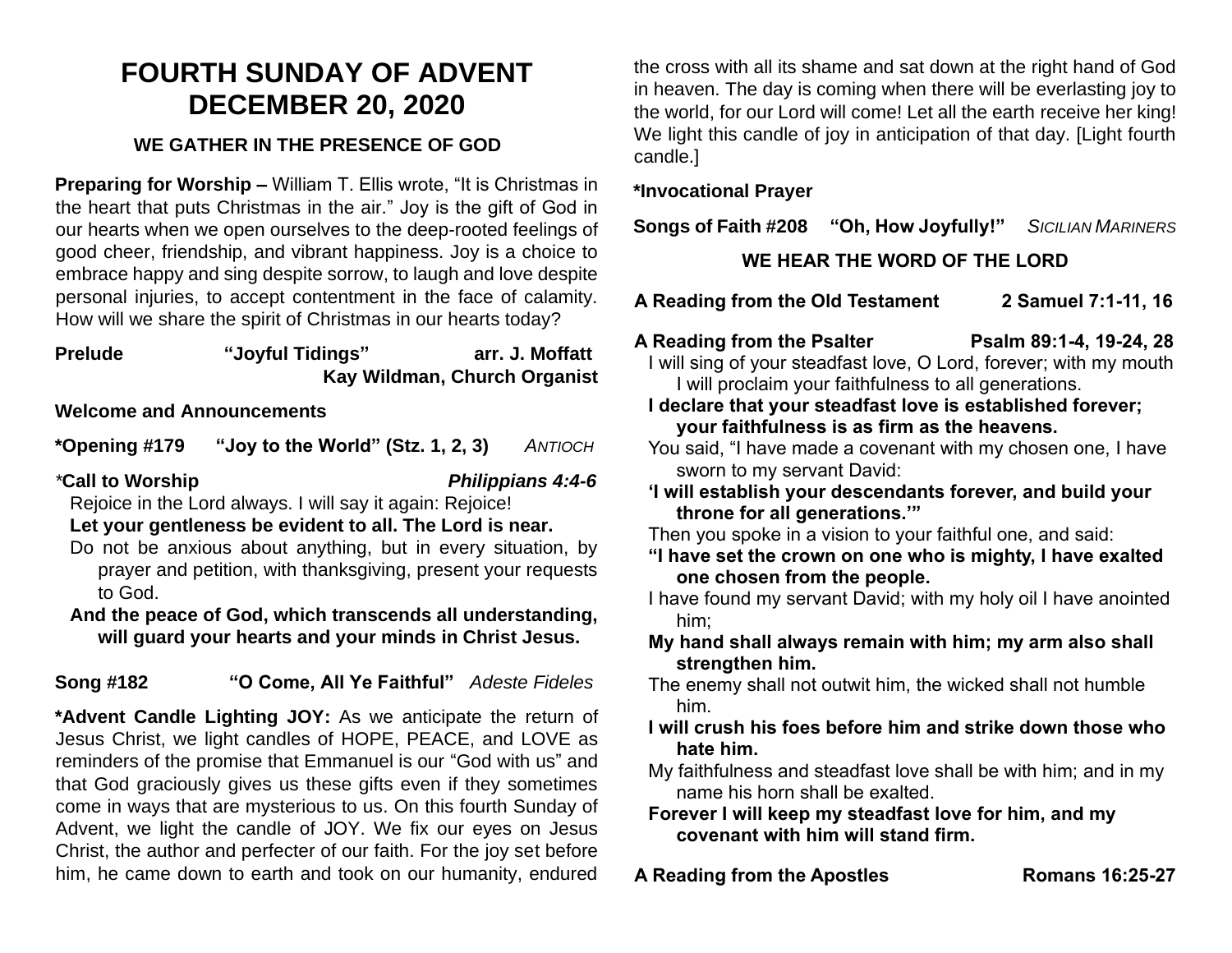# FOURTH SUNDAY OF ADVENT
# DECEMBER 20, 2020

### WE GATHER IN THE PRESENCE OF GOD

**Preparing for Worship –** William T. Ellis wrote, "It is Christmas in the heart that puts Christmas in the air." Joy is the gift of God in our hearts when we open ourselves to the deep-rooted feelings of good cheer, friendship, and vibrant happiness. Joy is a choice to embrace happy and sing despite sorrow, to laugh and love despite personal injuries, to accept contentment in the face of calamity. How will we share the spirit of Christmas in our hearts today?

**Prelude** **"Joyful Tidings"** **arr. J. Moffatt**
**Kay Wildman, Church Organist**

**Welcome and Announcements**

**\*Opening #179 "Joy to the World" (Stz. 1, 2, 3)** *ANTIOCH*

*\***Call to Worship** ***Philippians 4:4-6***

Rejoice in the Lord always. I will say it again: Rejoice!

**Let your gentleness be evident to all. The Lord is near.**

Do not be anxious about anything, but in every situation, by prayer and petition, with thanksgiving, present your requests to God.

**And the peace of God, which transcends all understanding, will guard your hearts and your minds in Christ Jesus.**

**Song #182 "O Come, All Ye Faithful"** *Adeste Fideles*

**\*Advent Candle Lighting JOY:** As we anticipate the return of Jesus Christ, we light candles of HOPE, PEACE, and LOVE as reminders of the promise that Emmanuel is our "God with us" and that God graciously gives us these gifts even if they sometimes come in ways that are mysterious to us. On this fourth Sunday of Advent, we light the candle of JOY. We fix our eyes on Jesus Christ, the author and perfecter of our faith. For the joy set before him, he came down to earth and took on our humanity, endured the cross with all its shame and sat down at the right hand of God in heaven. The day is coming when there will be everlasting joy to the world, for our Lord will come! Let all the earth receive her king! We light this candle of joy in anticipation of that day. [Light fourth candle.]

**\*Invocational Prayer**

**Songs of Faith #208 "Oh, How Joyfully!"** *SICILIAN MARINERS*

### WE HEAR THE WORD OF THE LORD

**A Reading from the Old Testament** **2 Samuel 7:1-11, 16**

**A Reading from the Psalter** **Psalm 89:1-4, 19-24, 28**

I will sing of your steadfast love, O Lord, forever; with my mouth I will proclaim your faithfulness to all generations.

**I declare that your steadfast love is established forever; your faithfulness is as firm as the heavens.**

You said, "I have made a covenant with my chosen one, I have sworn to my servant David:

**'I will establish your descendants forever, and build your throne for all generations.'"**

Then you spoke in a vision to your faithful one, and said:

**"I have set the crown on one who is mighty, I have exalted one chosen from the people.**

I have found my servant David; with my holy oil I have anointed him;

**My hand shall always remain with him; my arm also shall strengthen him.**

The enemy shall not outwit him, the wicked shall not humble him.

**I will crush his foes before him and strike down those who hate him.**

My faithfulness and steadfast love shall be with him; and in my name his horn shall be exalted.

**Forever I will keep my steadfast love for him, and my covenant with him will stand firm.**

**A Reading from the Apostles** **Romans 16:25-27**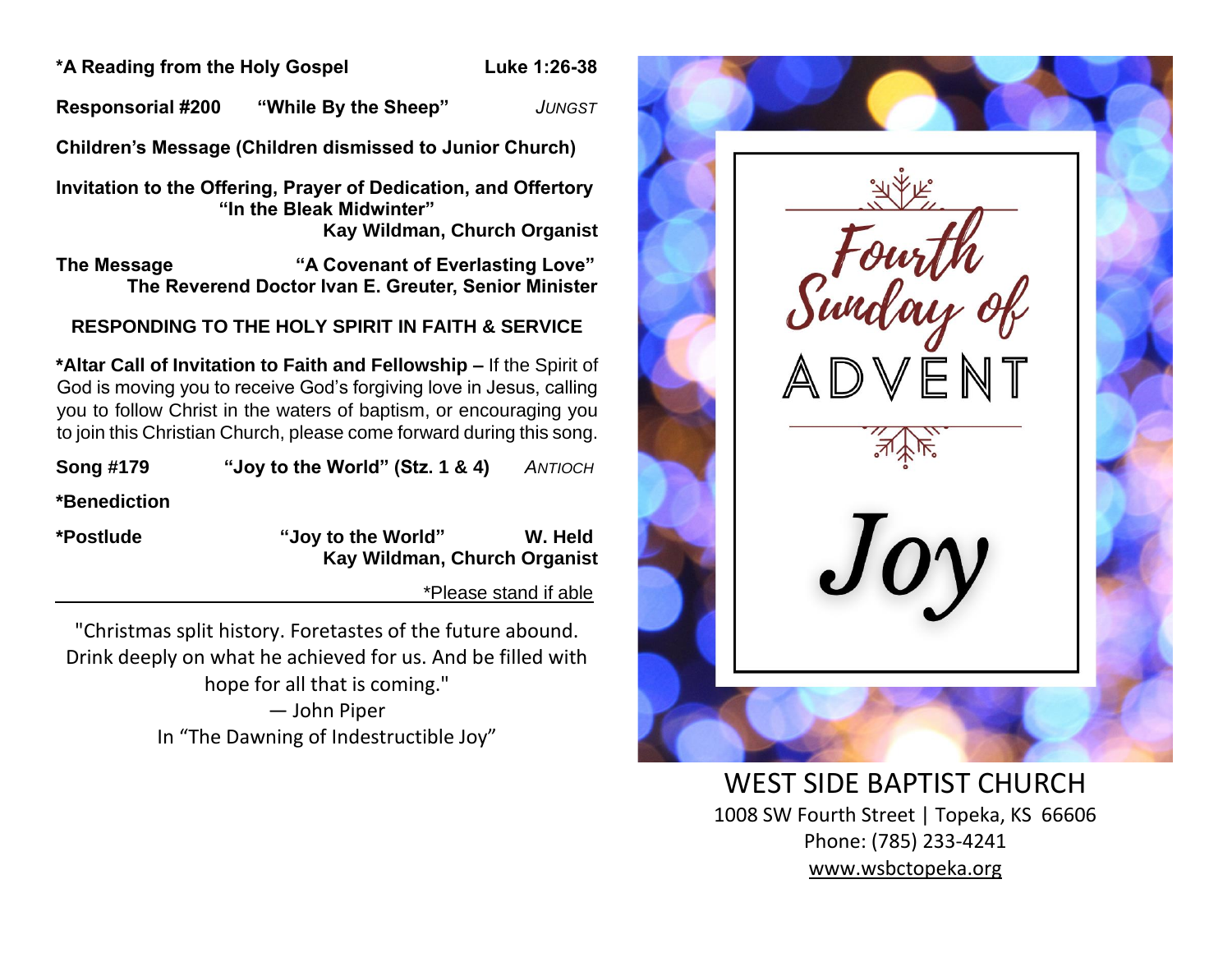**\*A Reading from the Holy Gospel** **Luke 1:26-38**

**Responsorial #200** **"While By the Sheep"** *JUNGST*

**Children's Message (Children dismissed to Junior Church)**

**Invitation to the Offering, Prayer of Dedication, and Offertory**
**"In the Bleak Midwinter"**
**Kay Wildman, Church Organist**

**The Message** **"A Covenant of Everlasting Love"**
**The Reverend Doctor Ivan E. Greuter, Senior Minister**

## RESPONDING TO THE HOLY SPIRIT IN FAITH & SERVICE

**\*Altar Call of Invitation to Faith and Fellowship –** If the Spirit of God is moving you to receive God's forgiving love in Jesus, calling you to follow Christ in the waters of baptism, or encouraging you to join this Christian Church, please come forward during this song.

**Song #179** **"Joy to the World" (Stz. 1 & 4)** *ANTIOCH*

**\*Benediction**

**\*Postlude** **"Joy to the World"** **W. Held**
**Kay Wildman, Church Organist**

\*Please stand if able

"Christmas split history. Foretastes of the future abound. Drink deeply on what he achieved for us. And be filled with hope for all that is coming."
— John Piper
In "The Dawning of Indestructible Joy"

Fourth Sunday of ADVENT

Joy

WEST SIDE BAPTIST CHURCH
1008 SW Fourth Street | Topeka, KS 66606
Phone: (785) 233-4241
www.wsbctopeka.org